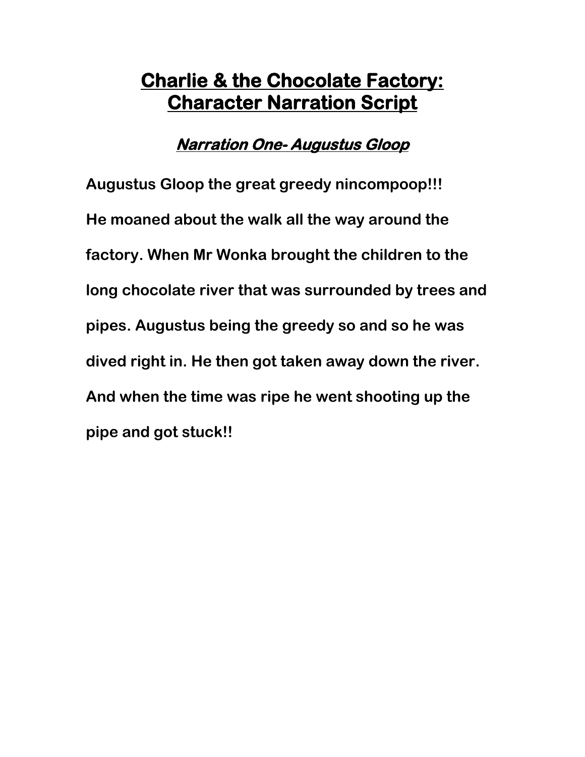# Charlie & the Chocolate Factory: Character Narration Script

## *Narration One- Augustus Gloop*

**Augustus Gloop the great greedy nincompoop!!! He moaned about the walk all the way around the factory. When Mr Wonka brought the children to the long chocolate river that was surrounded by trees and pipes. Augustus being the greedy so and so he was dived right in. He then got taken away down the river. And when the time was ripe he went shooting up the pipe and got stuck!!**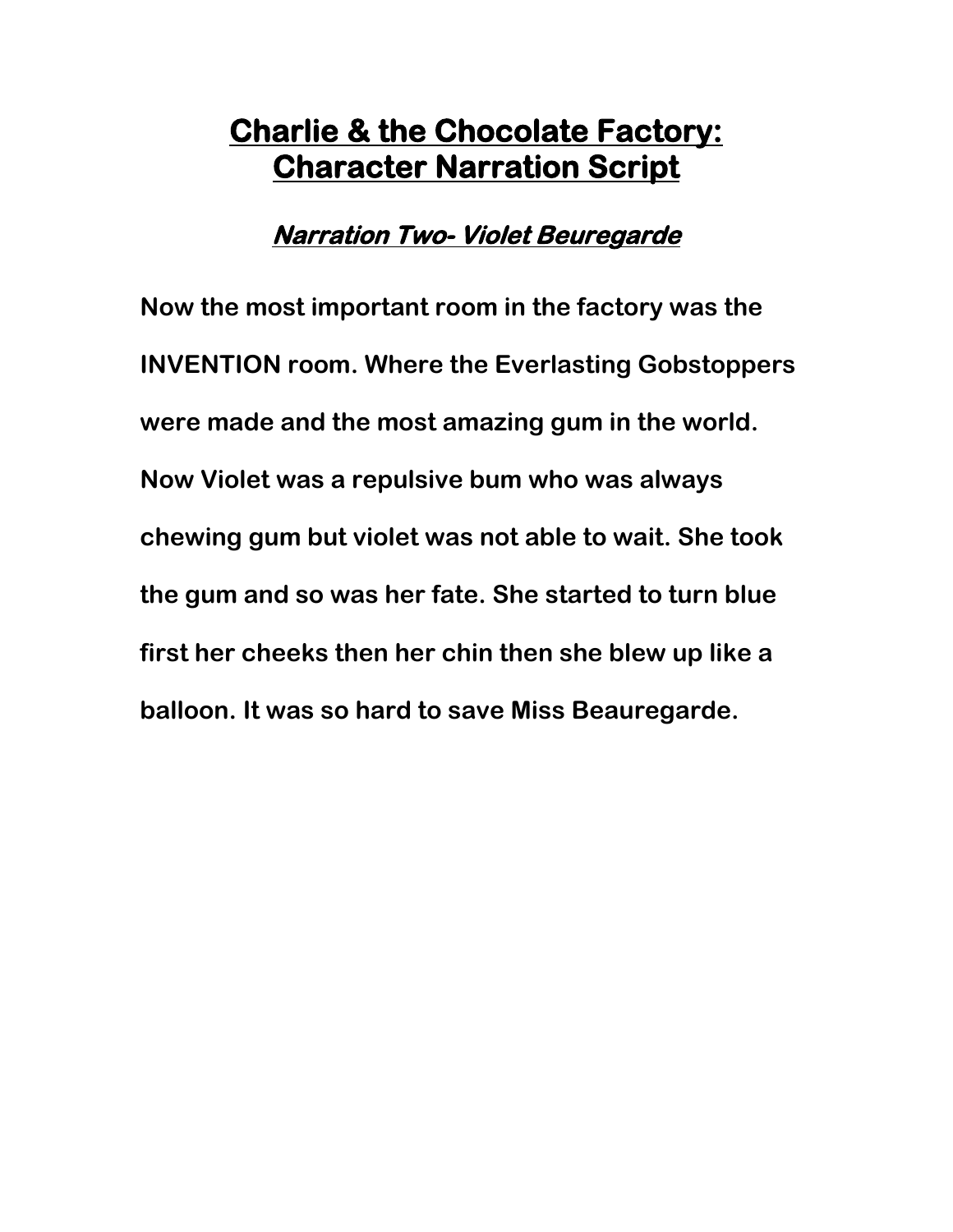# Charlie & the Chocolate Factory: Character Narration Script

## *Narration Two- Violet Beuregarde*

**Now the most important room in the factory was the INVENTION room. Where the Everlasting Gobstoppers were made and the most amazing gum in the world. Now Violet was a repulsive bum who was always chewing gum but violet was not able to wait. She took the gum and so was her fate. She started to turn blue first her cheeks then her chin then she blew up like a balloon. It was so hard to save Miss Beauregarde.**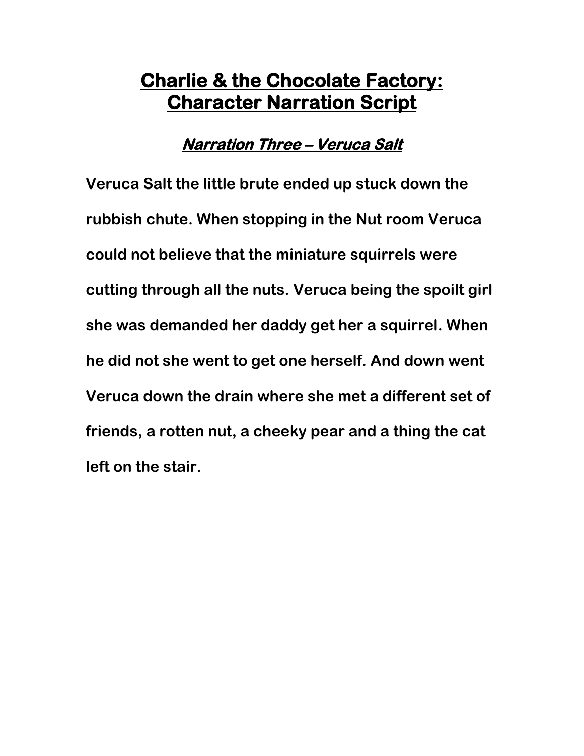# Charlie & the Chocolate Factory: Character Narration Script

## *Narration Three – Veruca Salt*

**Veruca Salt the little brute ended up stuck down the rubbish chute. When stopping in the Nut room Veruca could not believe that the miniature squirrels were cutting through all the nuts. Veruca being the spoilt girl she was demanded her daddy get her a squirrel. When he did not she went to get one herself. And down went Veruca down the drain where she met a different set of friends, a rotten nut, a cheeky pear and a thing the cat left on the stair.**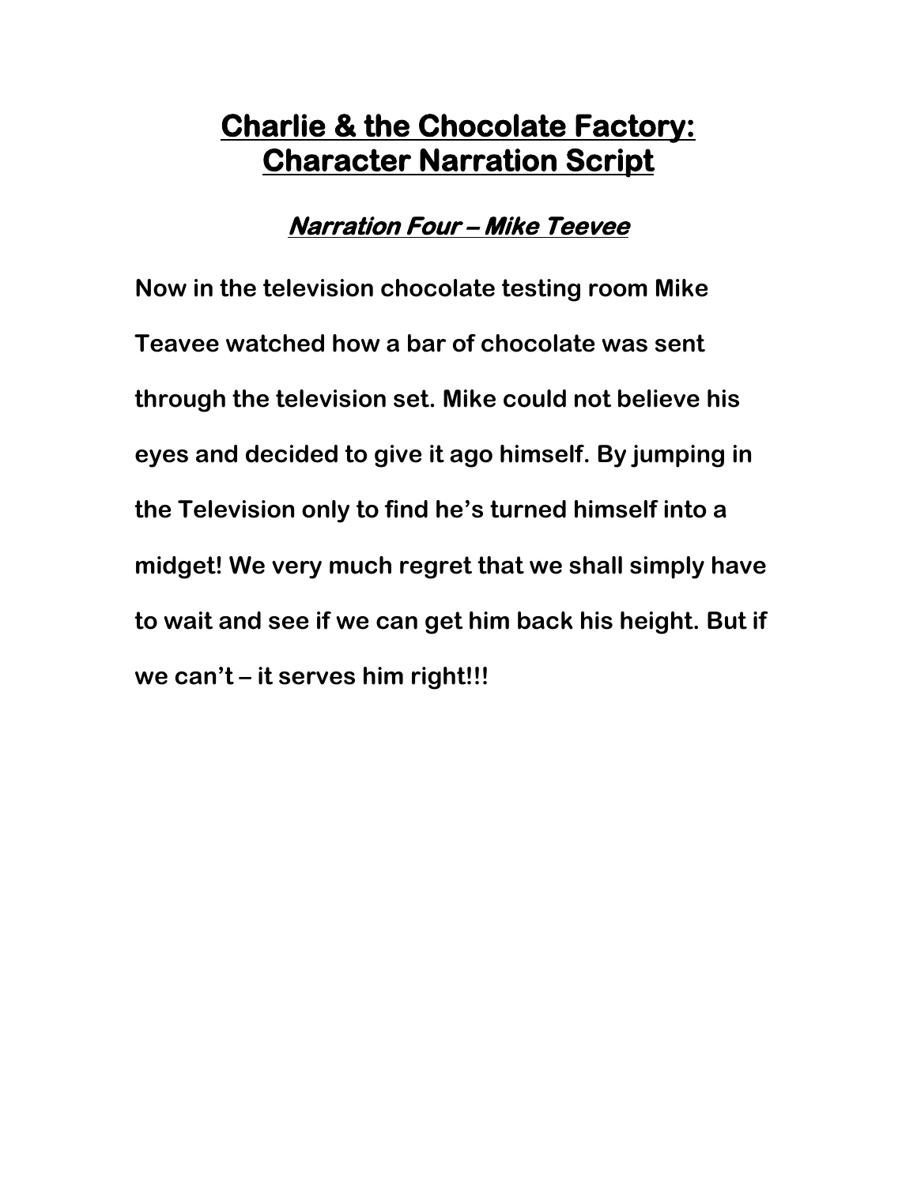# Charlie & the Chocolate Factory: Character Narration Script

## *Narration Four – Mike Teevee*

**Now in the television chocolate testing room Mike Teavee watched how a bar of chocolate was sent through the television set. Mike could not believe his eyes and decided to give it ago himself. By jumping in the Television only to find he's turned himself into a midget! We very much regret that we shall simply have to wait and see if we can get him back his height. But if we can't – it serves him right!!!**